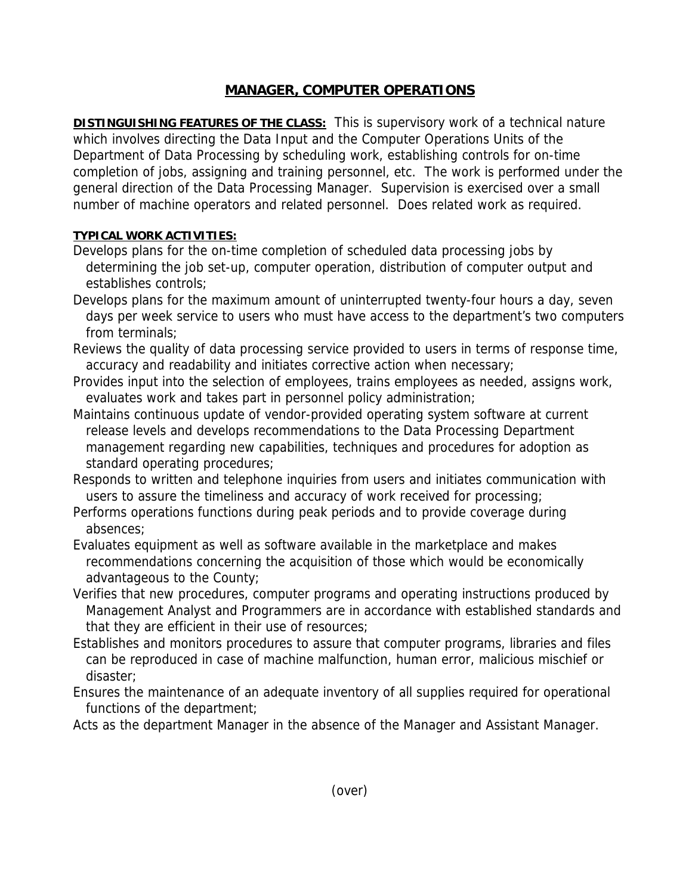# MANAGER, COMPUTER OPERATIONS

**DISTINGUISHING FEATURES OF THE CLASS:** This is supervisory work of a technical nature which involves directing the Data Input and the Computer Operations Units of the Department of Data Processing by scheduling work, establishing controls for on-time completion of jobs, assigning and training personnel, etc. The work is performed under the general direction of the Data Processing Manager. Supervision is exercised over a small number of machine operators and related personnel. Does related work as required.

**TYPICAL WORK ACTIVITIES:**

Develops plans for the on-time completion of scheduled data processing jobs by determining the job set-up, computer operation, distribution of computer output and establishes controls;

Develops plans for the maximum amount of uninterrupted twenty-four hours a day, seven days per week service to users who must have access to the department's two computers from terminals;

Reviews the quality of data processing service provided to users in terms of response time, accuracy and readability and initiates corrective action when necessary;

Provides input into the selection of employees, trains employees as needed, assigns work, evaluates work and takes part in personnel policy administration;

Maintains continuous update of vendor-provided operating system software at current release levels and develops recommendations to the Data Processing Department management regarding new capabilities, techniques and procedures for adoption as standard operating procedures;

Responds to written and telephone inquiries from users and initiates communication with users to assure the timeliness and accuracy of work received for processing;

Performs operations functions during peak periods and to provide coverage during absences;

Evaluates equipment as well as software available in the marketplace and makes recommendations concerning the acquisition of those which would be economically advantageous to the County;

Verifies that new procedures, computer programs and operating instructions produced by Management Analyst and Programmers are in accordance with established standards and that they are efficient in their use of resources;

Establishes and monitors procedures to assure that computer programs, libraries and files can be reproduced in case of machine malfunction, human error, malicious mischief or disaster;

Ensures the maintenance of an adequate inventory of all supplies required for operational functions of the department;

Acts as the department Manager in the absence of the Manager and Assistant Manager.

(over)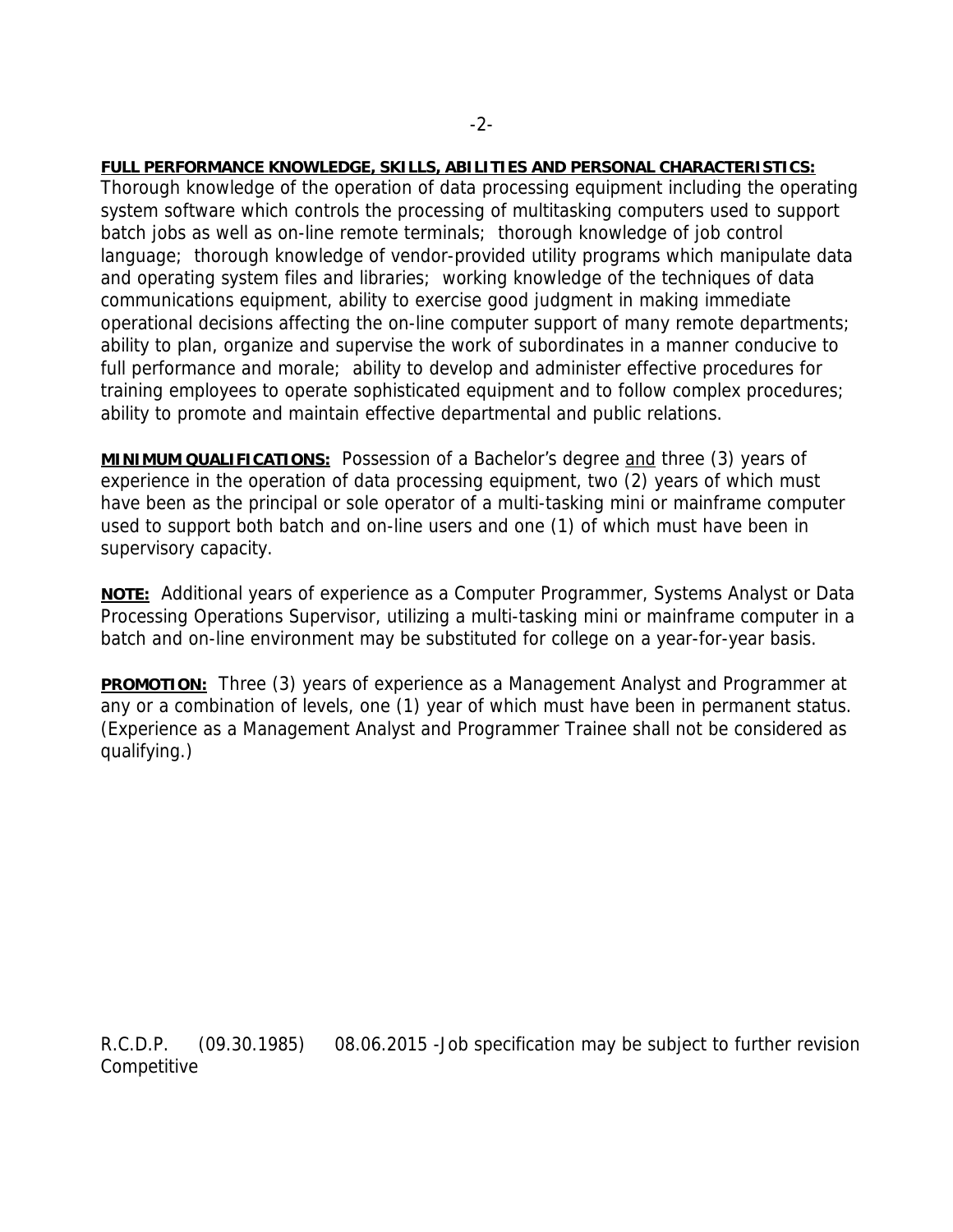**FULL PERFORMANCE KNOWLEDGE, SKILLS, ABILITIES AND PERSONAL CHARACTERISTICS:** Thorough knowledge of the operation of data processing equipment including the operating system software which controls the processing of multitasking computers used to support batch jobs as well as on-line remote terminals; thorough knowledge of job control language; thorough knowledge of vendor-provided utility programs which manipulate data and operating system files and libraries; working knowledge of the techniques of data communications equipment, ability to exercise good judgment in making immediate operational decisions affecting the on-line computer support of many remote departments; ability to plan, organize and supervise the work of subordinates in a manner conducive to full performance and morale; ability to develop and administer effective procedures for training employees to operate sophisticated equipment and to follow complex procedures; ability to promote and maintain effective departmental and public relations.

**MINIMUM QUALIFICATIONS:** Possession of a Bachelor's degree and three (3) years of experience in the operation of data processing equipment, two (2) years of which must have been as the principal or sole operator of a multi-tasking mini or mainframe computer used to support both batch and on-line users and one (1) of which must have been in supervisory capacity.

**NOTE:** Additional years of experience as a Computer Programmer, Systems Analyst or Data Processing Operations Supervisor, utilizing a multi-tasking mini or mainframe computer in a batch and on-line environment may be substituted for college on a year-for-year basis.

**PROMOTION:** Three (3) years of experience as a Management Analyst and Programmer at any or a combination of levels, one (1) year of which must have been in permanent status. (Experience as a Management Analyst and Programmer Trainee shall not be considered as qualifying.)

R.C.D.P. (09.30.1985) 08.06.2015 -Job specification may be subject to further revision
Competitive